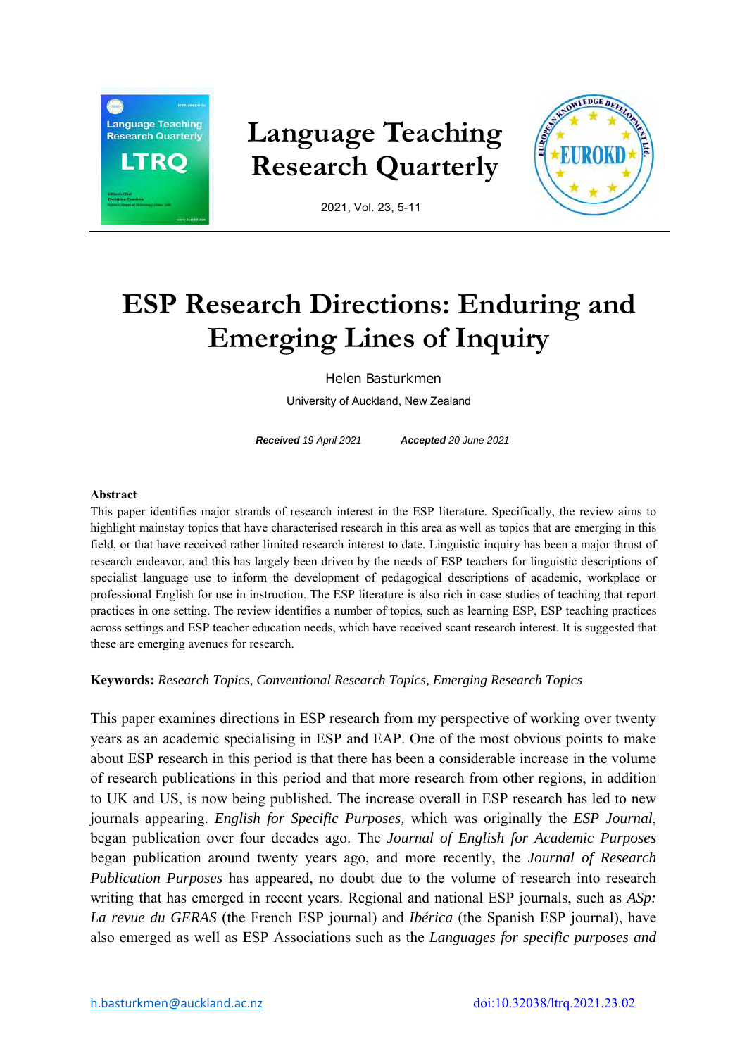# ESP Research Directions: Enduring and Emerging Lines of Inquiry

Helen Basturkmen

University of Auckland, New Zealand

***Received*** *19 April 2021* ***Accepted*** *20 June 2021*

## Abstract

This paper identifies major strands of research interest in the ESP literature. Specifically, the review aims to highlight mainstay topics that have characterised research in this area as well as topics that are emerging in this field, or that have received rather limited research interest to date. Linguistic inquiry has been a major thrust of research endeavor, and this has largely been driven by the needs of ESP teachers for linguistic descriptions of specialist language use to inform the development of pedagogical descriptions of academic, workplace or professional English for use in instruction. The ESP literature is also rich in case studies of teaching that report practices in one setting. The review identifies a number of topics, such as learning ESP, ESP teaching practices across settings and ESP teacher education needs, which have received scant research interest. It is suggested that these are emerging avenues for research.

**Keywords:** *Research Topics, Conventional Research Topics, Emerging Research Topics*

This paper examines directions in ESP research from my perspective of working over twenty years as an academic specialising in ESP and EAP. One of the most obvious points to make about ESP research in this period is that there has been a considerable increase in the volume of research publications in this period and that more research from other regions, in addition to UK and US, is now being published. The increase overall in ESP research has led to new journals appearing. *English for Specific Purposes,* which was originally the *ESP Journal*, began publication over four decades ago. The *Journal of English for Academic Purposes* began publication around twenty years ago, and more recently, the *Journal of Research Publication Purposes* has appeared, no doubt due to the volume of research into research writing that has emerged in recent years. Regional and national ESP journals, such as *ASp: La revue du GERAS* (the French ESP journal) and *Ibérica* (the Spanish ESP journal), have also emerged as well as ESP Associations such as the *Languages for specific purposes and*

h.basturkmen@auckland.ac.nz doi:10.32038/ltrq.2021.23.02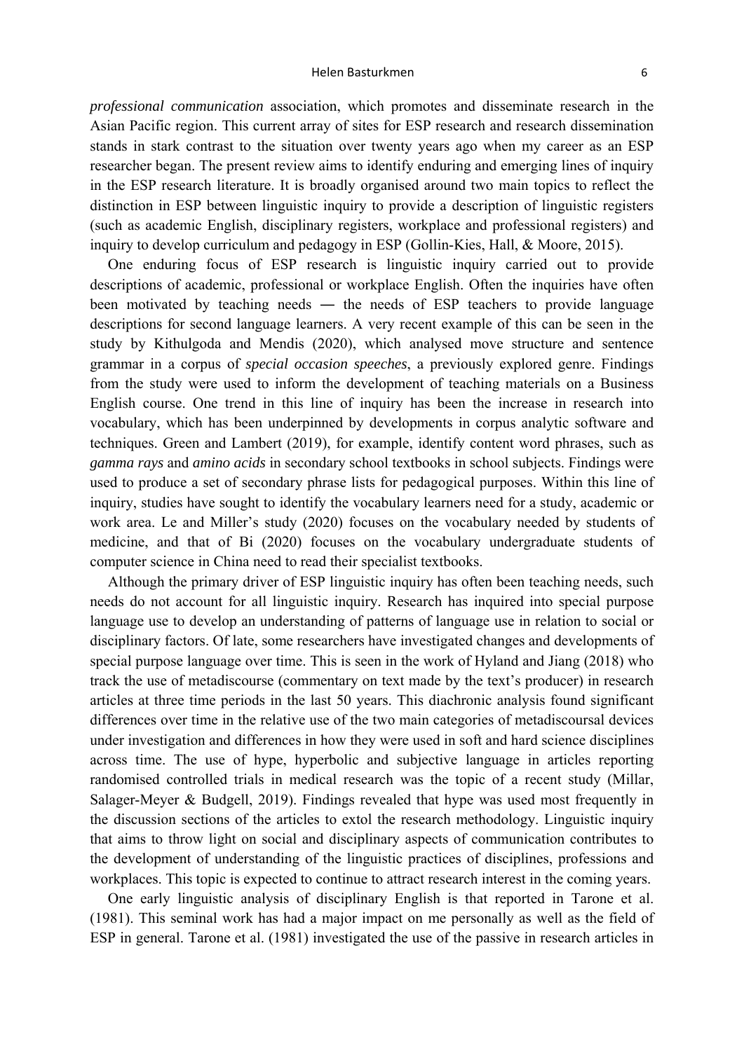*professional communication* association, which promotes and disseminate research in the Asian Pacific region. This current array of sites for ESP research and research dissemination stands in stark contrast to the situation over twenty years ago when my career as an ESP researcher began. The present review aims to identify enduring and emerging lines of inquiry in the ESP research literature. It is broadly organised around two main topics to reflect the distinction in ESP between linguistic inquiry to provide a description of linguistic registers (such as academic English, disciplinary registers, workplace and professional registers) and inquiry to develop curriculum and pedagogy in ESP (Gollin-Kies, Hall, & Moore, 2015).

One enduring focus of ESP research is linguistic inquiry carried out to provide descriptions of academic, professional or workplace English. Often the inquiries have often been motivated by teaching needs ― the needs of ESP teachers to provide language descriptions for second language learners. A very recent example of this can be seen in the study by Kithulgoda and Mendis (2020), which analysed move structure and sentence grammar in a corpus of *special occasion speeches*, a previously explored genre. Findings from the study were used to inform the development of teaching materials on a Business English course. One trend in this line of inquiry has been the increase in research into vocabulary, which has been underpinned by developments in corpus analytic software and techniques. Green and Lambert (2019), for example, identify content word phrases, such as *gamma rays* and *amino acids* in secondary school textbooks in school subjects. Findings were used to produce a set of secondary phrase lists for pedagogical purposes. Within this line of inquiry, studies have sought to identify the vocabulary learners need for a study, academic or work area. Le and Miller's study (2020) focuses on the vocabulary needed by students of medicine, and that of Bi (2020) focuses on the vocabulary undergraduate students of computer science in China need to read their specialist textbooks.

Although the primary driver of ESP linguistic inquiry has often been teaching needs, such needs do not account for all linguistic inquiry. Research has inquired into special purpose language use to develop an understanding of patterns of language use in relation to social or disciplinary factors. Of late, some researchers have investigated changes and developments of special purpose language over time. This is seen in the work of Hyland and Jiang (2018) who track the use of metadiscourse (commentary on text made by the text's producer) in research articles at three time periods in the last 50 years. This diachronic analysis found significant differences over time in the relative use of the two main categories of metadiscoursal devices under investigation and differences in how they were used in soft and hard science disciplines across time. The use of hype, hyperbolic and subjective language in articles reporting randomised controlled trials in medical research was the topic of a recent study (Millar, Salager-Meyer & Budgell, 2019). Findings revealed that hype was used most frequently in the discussion sections of the articles to extol the research methodology. Linguistic inquiry that aims to throw light on social and disciplinary aspects of communication contributes to the development of understanding of the linguistic practices of disciplines, professions and workplaces. This topic is expected to continue to attract research interest in the coming years.

One early linguistic analysis of disciplinary English is that reported in Tarone et al. (1981). This seminal work has had a major impact on me personally as well as the field of ESP in general. Tarone et al. (1981) investigated the use of the passive in research articles in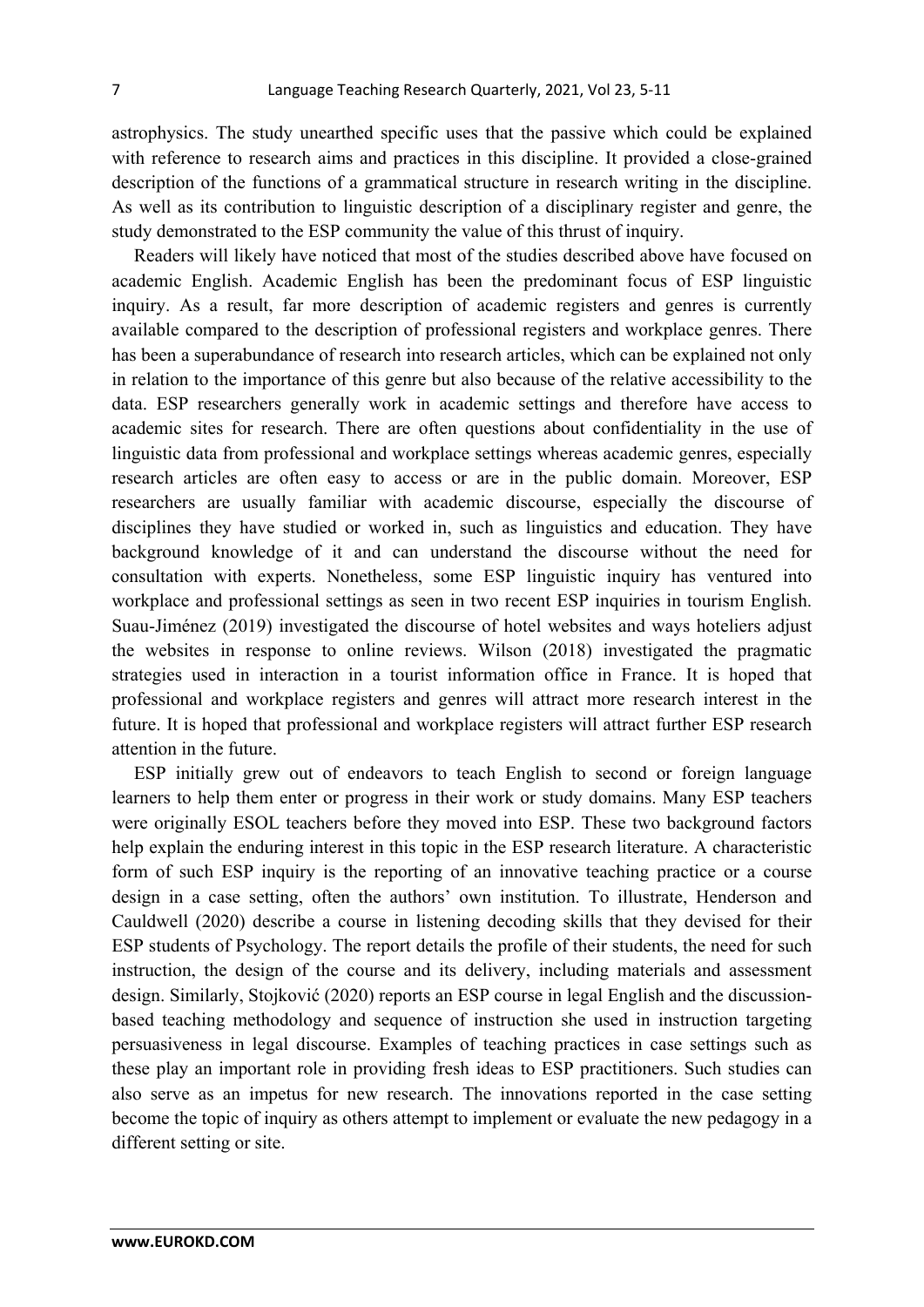astrophysics. The study unearthed specific uses that the passive which could be explained with reference to research aims and practices in this discipline. It provided a close-grained description of the functions of a grammatical structure in research writing in the discipline. As well as its contribution to linguistic description of a disciplinary register and genre, the study demonstrated to the ESP community the value of this thrust of inquiry.

Readers will likely have noticed that most of the studies described above have focused on academic English. Academic English has been the predominant focus of ESP linguistic inquiry. As a result, far more description of academic registers and genres is currently available compared to the description of professional registers and workplace genres. There has been a superabundance of research into research articles, which can be explained not only in relation to the importance of this genre but also because of the relative accessibility to the data. ESP researchers generally work in academic settings and therefore have access to academic sites for research. There are often questions about confidentiality in the use of linguistic data from professional and workplace settings whereas academic genres, especially research articles are often easy to access or are in the public domain. Moreover, ESP researchers are usually familiar with academic discourse, especially the discourse of disciplines they have studied or worked in, such as linguistics and education. They have background knowledge of it and can understand the discourse without the need for consultation with experts. Nonetheless, some ESP linguistic inquiry has ventured into workplace and professional settings as seen in two recent ESP inquiries in tourism English. Suau-Jiménez (2019) investigated the discourse of hotel websites and ways hoteliers adjust the websites in response to online reviews. Wilson (2018) investigated the pragmatic strategies used in interaction in a tourist information office in France. It is hoped that professional and workplace registers and genres will attract more research interest in the future. It is hoped that professional and workplace registers will attract further ESP research attention in the future.

ESP initially grew out of endeavors to teach English to second or foreign language learners to help them enter or progress in their work or study domains. Many ESP teachers were originally ESOL teachers before they moved into ESP. These two background factors help explain the enduring interest in this topic in the ESP research literature. A characteristic form of such ESP inquiry is the reporting of an innovative teaching practice or a course design in a case setting, often the authors' own institution. To illustrate, Henderson and Cauldwell (2020) describe a course in listening decoding skills that they devised for their ESP students of Psychology. The report details the profile of their students, the need for such instruction, the design of the course and its delivery, including materials and assessment design. Similarly, Stojković (2020) reports an ESP course in legal English and the discussion-based teaching methodology and sequence of instruction she used in instruction targeting persuasiveness in legal discourse. Examples of teaching practices in case settings such as these play an important role in providing fresh ideas to ESP practitioners. Such studies can also serve as an impetus for new research. The innovations reported in the case setting become the topic of inquiry as others attempt to implement or evaluate the new pedagogy in a different setting or site.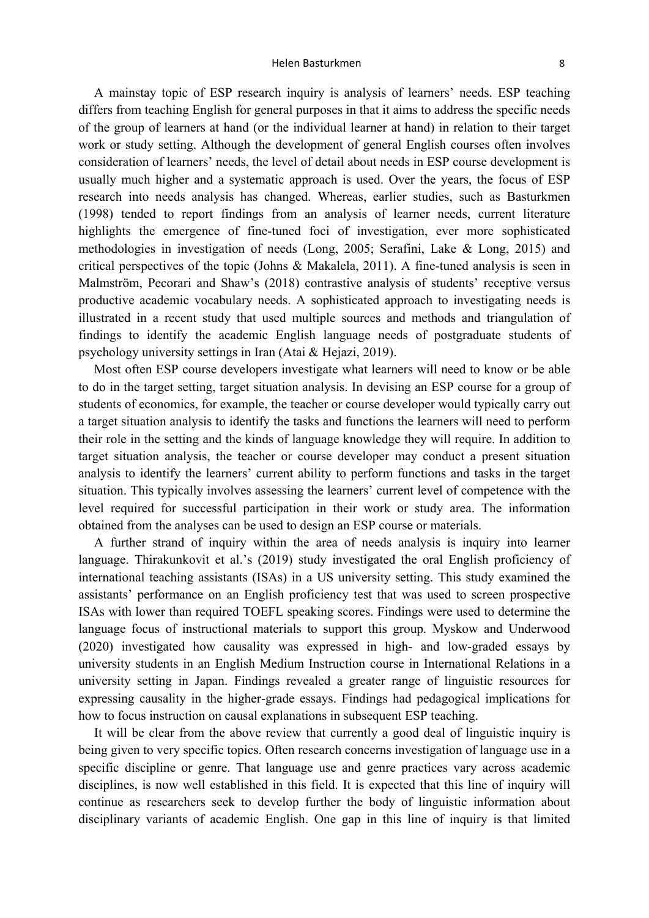A mainstay topic of ESP research inquiry is analysis of learners' needs. ESP teaching differs from teaching English for general purposes in that it aims to address the specific needs of the group of learners at hand (or the individual learner at hand) in relation to their target work or study setting. Although the development of general English courses often involves consideration of learners' needs, the level of detail about needs in ESP course development is usually much higher and a systematic approach is used. Over the years, the focus of ESP research into needs analysis has changed. Whereas, earlier studies, such as Basturkmen (1998) tended to report findings from an analysis of learner needs, current literature highlights the emergence of fine-tuned foci of investigation, ever more sophisticated methodologies in investigation of needs (Long, 2005; Serafini, Lake & Long, 2015) and critical perspectives of the topic (Johns & Makalela, 2011). A fine-tuned analysis is seen in Malmström, Pecorari and Shaw's (2018) contrastive analysis of students' receptive versus productive academic vocabulary needs. A sophisticated approach to investigating needs is illustrated in a recent study that used multiple sources and methods and triangulation of findings to identify the academic English language needs of postgraduate students of psychology university settings in Iran (Atai & Hejazi, 2019).

Most often ESP course developers investigate what learners will need to know or be able to do in the target setting, target situation analysis. In devising an ESP course for a group of students of economics, for example, the teacher or course developer would typically carry out a target situation analysis to identify the tasks and functions the learners will need to perform their role in the setting and the kinds of language knowledge they will require. In addition to target situation analysis, the teacher or course developer may conduct a present situation analysis to identify the learners' current ability to perform functions and tasks in the target situation. This typically involves assessing the learners' current level of competence with the level required for successful participation in their work or study area. The information obtained from the analyses can be used to design an ESP course or materials.

A further strand of inquiry within the area of needs analysis is inquiry into learner language. Thirakunkovit et al.'s (2019) study investigated the oral English proficiency of international teaching assistants (ISAs) in a US university setting. This study examined the assistants' performance on an English proficiency test that was used to screen prospective ISAs with lower than required TOEFL speaking scores. Findings were used to determine the language focus of instructional materials to support this group. Myskow and Underwood (2020) investigated how causality was expressed in high- and low-graded essays by university students in an English Medium Instruction course in International Relations in a university setting in Japan. Findings revealed a greater range of linguistic resources for expressing causality in the higher-grade essays. Findings had pedagogical implications for how to focus instruction on causal explanations in subsequent ESP teaching.

It will be clear from the above review that currently a good deal of linguistic inquiry is being given to very specific topics. Often research concerns investigation of language use in a specific discipline or genre. That language use and genre practices vary across academic disciplines, is now well established in this field. It is expected that this line of inquiry will continue as researchers seek to develop further the body of linguistic information about disciplinary variants of academic English. One gap in this line of inquiry is that limited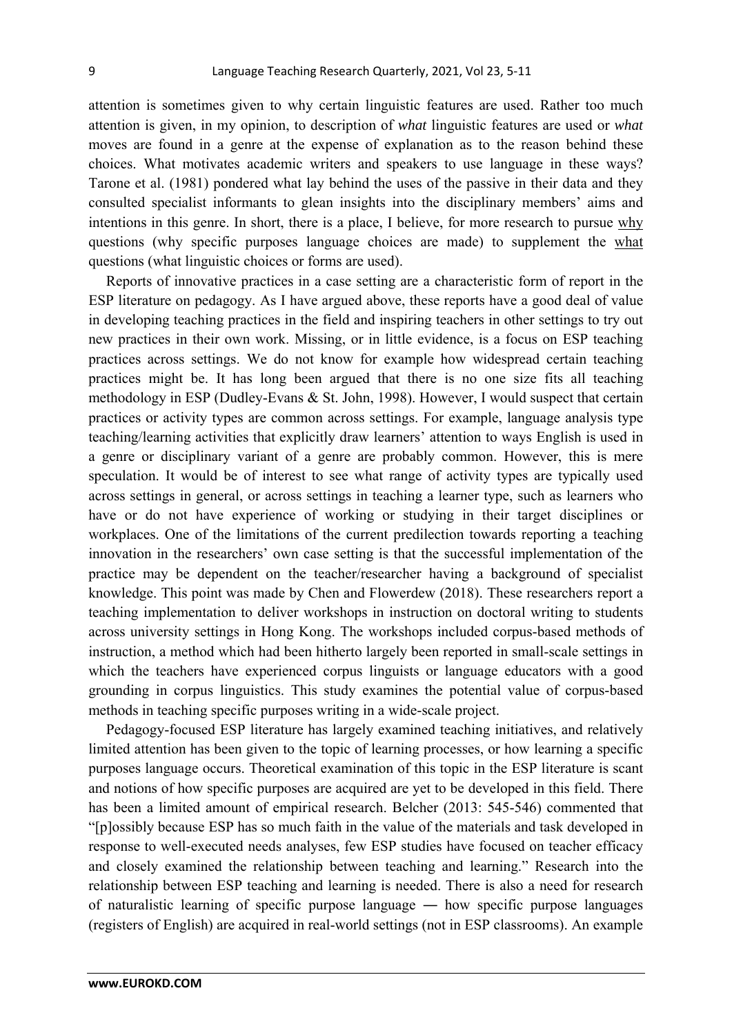attention is sometimes given to why certain linguistic features are used. Rather too much attention is given, in my opinion, to description of *what* linguistic features are used or *what* moves are found in a genre at the expense of explanation as to the reason behind these choices. What motivates academic writers and speakers to use language in these ways? Tarone et al. (1981) pondered what lay behind the uses of the passive in their data and they consulted specialist informants to glean insights into the disciplinary members' aims and intentions in this genre. In short, there is a place, I believe, for more research to pursue why questions (why specific purposes language choices are made) to supplement the what questions (what linguistic choices or forms are used).

Reports of innovative practices in a case setting are a characteristic form of report in the ESP literature on pedagogy. As I have argued above, these reports have a good deal of value in developing teaching practices in the field and inspiring teachers in other settings to try out new practices in their own work. Missing, or in little evidence, is a focus on ESP teaching practices across settings. We do not know for example how widespread certain teaching practices might be. It has long been argued that there is no one size fits all teaching methodology in ESP (Dudley-Evans & St. John, 1998). However, I would suspect that certain practices or activity types are common across settings. For example, language analysis type teaching/learning activities that explicitly draw learners' attention to ways English is used in a genre or disciplinary variant of a genre are probably common. However, this is mere speculation. It would be of interest to see what range of activity types are typically used across settings in general, or across settings in teaching a learner type, such as learners who have or do not have experience of working or studying in their target disciplines or workplaces. One of the limitations of the current predilection towards reporting a teaching innovation in the researchers' own case setting is that the successful implementation of the practice may be dependent on the teacher/researcher having a background of specialist knowledge. This point was made by Chen and Flowerdew (2018). These researchers report a teaching implementation to deliver workshops in instruction on doctoral writing to students across university settings in Hong Kong. The workshops included corpus-based methods of instruction, a method which had been hitherto largely been reported in small-scale settings in which the teachers have experienced corpus linguists or language educators with a good grounding in corpus linguistics. This study examines the potential value of corpus-based methods in teaching specific purposes writing in a wide-scale project.

Pedagogy-focused ESP literature has largely examined teaching initiatives, and relatively limited attention has been given to the topic of learning processes, or how learning a specific purposes language occurs. Theoretical examination of this topic in the ESP literature is scant and notions of how specific purposes are acquired are yet to be developed in this field. There has been a limited amount of empirical research. Belcher (2013: 545-546) commented that "[p]ossibly because ESP has so much faith in the value of the materials and task developed in response to well-executed needs analyses, few ESP studies have focused on teacher efficacy and closely examined the relationship between teaching and learning." Research into the relationship between ESP teaching and learning is needed. There is also a need for research of naturalistic learning of specific purpose language ― how specific purpose languages (registers of English) are acquired in real-world settings (not in ESP classrooms). An example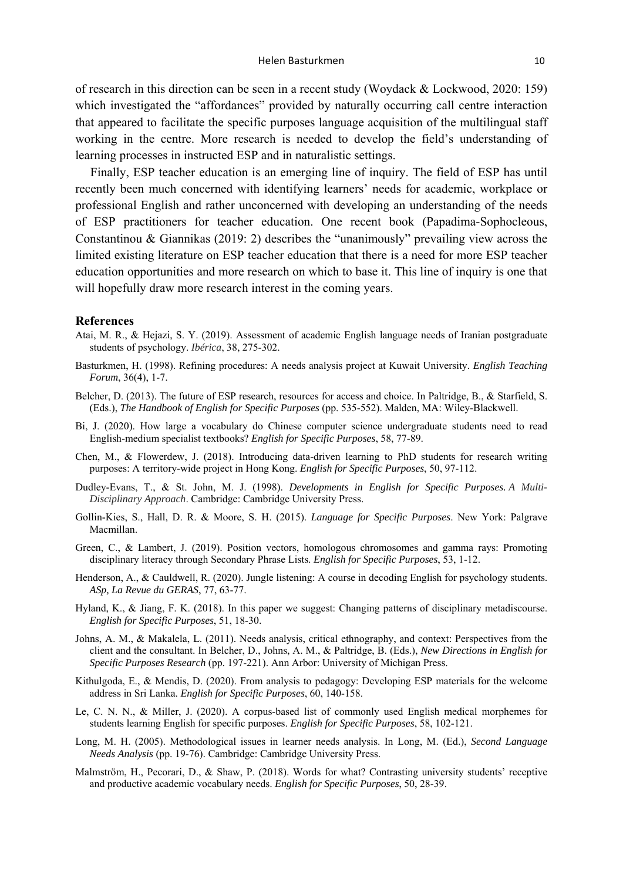of research in this direction can be seen in a recent study (Woydack & Lockwood, 2020: 159) which investigated the "affordances" provided by naturally occurring call centre interaction that appeared to facilitate the specific purposes language acquisition of the multilingual staff working in the centre. More research is needed to develop the field's understanding of learning processes in instructed ESP and in naturalistic settings.

Finally, ESP teacher education is an emerging line of inquiry. The field of ESP has until recently been much concerned with identifying learners' needs for academic, workplace or professional English and rather unconcerned with developing an understanding of the needs of ESP practitioners for teacher education. One recent book (Papadima-Sophocleous, Constantinou & Giannikas (2019: 2) describes the "unanimously" prevailing view across the limited existing literature on ESP teacher education that there is a need for more ESP teacher education opportunities and more research on which to base it. This line of inquiry is one that will hopefully draw more research interest in the coming years.

## References

Atai, M. R., & Hejazi, S. Y. (2019). Assessment of academic English language needs of Iranian postgraduate students of psychology. *Ibérica*, 38, 275-302.

Basturkmen, H. (1998). Refining procedures: A needs analysis project at Kuwait University. *English Teaching Forum*, 36(4), 1-7.

Belcher, D. (2013). The future of ESP research, resources for access and choice. In Paltridge, B., & Starfield, S. (Eds.), *The Handbook of English for Specific Purposes* (pp. 535-552). Malden, MA: Wiley-Blackwell.

Bi, J. (2020). How large a vocabulary do Chinese computer science undergraduate students need to read English-medium specialist textbooks? *English for Specific Purposes*, 58, 77-89.

Chen, M., & Flowerdew, J. (2018). Introducing data-driven learning to PhD students for research writing purposes: A territory-wide project in Hong Kong. *English for Specific Purposes*, 50, 97-112.

Dudley-Evans, T., & St. John, M. J. (1998). *Developments in English for Specific Purposes. A Multi-Disciplinary Approach*. Cambridge: Cambridge University Press.

Gollin-Kies, S., Hall, D. R. & Moore, S. H. (2015). *Language for Specific Purposes*. New York: Palgrave Macmillan.

Green, C., & Lambert, J. (2019). Position vectors, homologous chromosomes and gamma rays: Promoting disciplinary literacy through Secondary Phrase Lists. *English for Specific Purposes*, 53, 1-12.

Henderson, A., & Cauldwell, R. (2020). Jungle listening: A course in decoding English for psychology students. *ASp, La Revue du GERAS*, 77, 63-77.

Hyland, K., & Jiang, F. K. (2018). In this paper we suggest: Changing patterns of disciplinary metadiscourse. *English for Specific Purposes*, 51, 18-30.

Johns, A. M., & Makalela, L. (2011). Needs analysis, critical ethnography, and context: Perspectives from the client and the consultant. In Belcher, D., Johns, A. M., & Paltridge, B. (Eds.), *New Directions in English for Specific Purposes Research* (pp. 197-221). Ann Arbor: University of Michigan Press.

Kithulgoda, E., & Mendis, D. (2020). From analysis to pedagogy: Developing ESP materials for the welcome address in Sri Lanka. *English for Specific Purposes*, 60, 140-158.

Le, C. N. N., & Miller, J. (2020). A corpus-based list of commonly used English medical morphemes for students learning English for specific purposes. *English for Specific Purposes*, 58, 102-121.

Long, M. H. (2005). Methodological issues in learner needs analysis. In Long, M. (Ed.), *Second Language Needs Analysis* (pp. 19-76). Cambridge: Cambridge University Press.

Malmström, H., Pecorari, D., & Shaw, P. (2018). Words for what? Contrasting university students' receptive and productive academic vocabulary needs. *English for Specific Purposes*, 50, 28-39.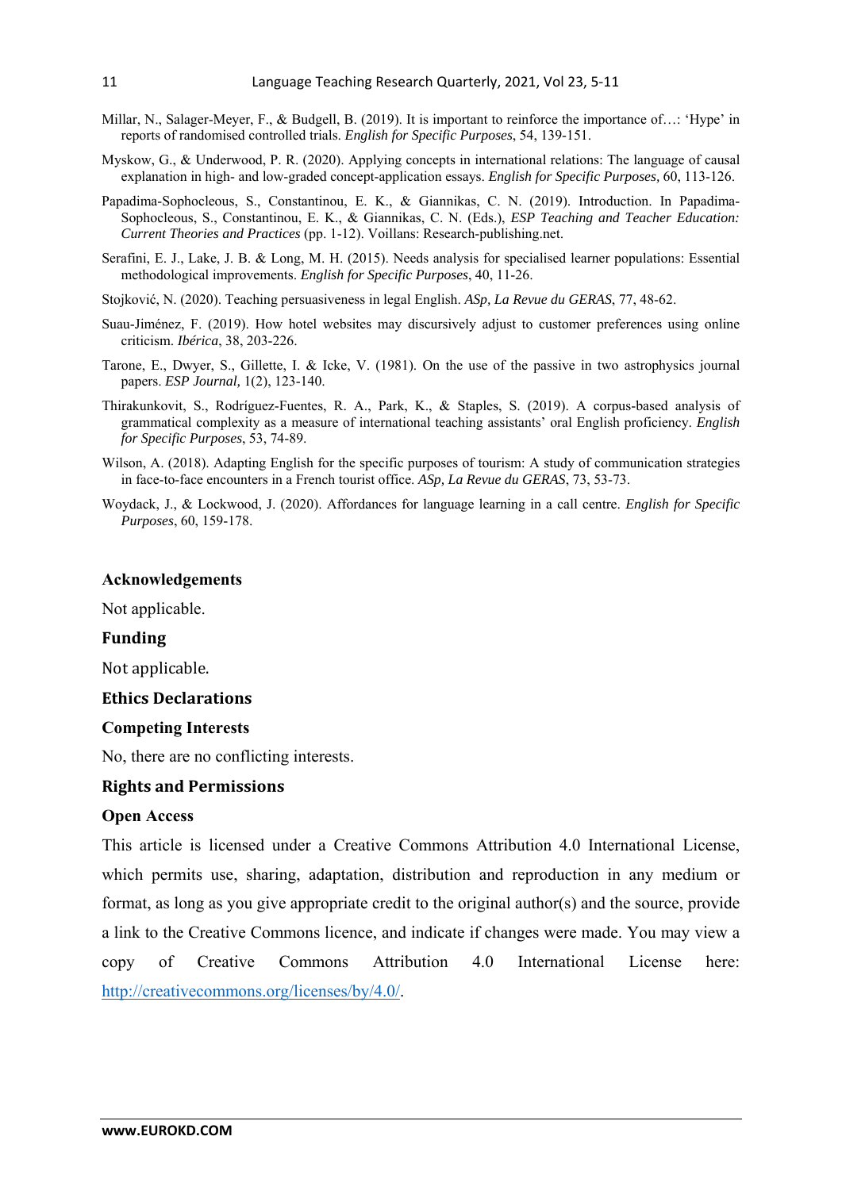Millar, N., Salager-Meyer, F., & Budgell, B. (2019). It is important to reinforce the importance of…: 'Hype' in reports of randomised controlled trials. *English for Specific Purposes*, 54, 139-151.

Myskow, G., & Underwood, P. R. (2020). Applying concepts in international relations: The language of causal explanation in high- and low-graded concept-application essays. *English for Specific Purposes,* 60, 113-126.

Papadima-Sophocleous, S., Constantinou, E. K., & Giannikas, C. N. (2019). Introduction. In Papadima-Sophocleous, S., Constantinou, E. K., & Giannikas, C. N. (Eds.), *ESP Teaching and Teacher Education: Current Theories and Practices* (pp. 1-12). Voillans: Research-publishing.net.

Serafini, E. J., Lake, J. B. & Long, M. H. (2015). Needs analysis for specialised learner populations: Essential methodological improvements. *English for Specific Purposes*, 40, 11-26.

Stojković, N. (2020). Teaching persuasiveness in legal English. *ASp, La Revue du GERAS*, 77, 48-62.

Suau-Jiménez, F. (2019). How hotel websites may discursively adjust to customer preferences using online criticism. *Ibérica*, 38, 203-226.

Tarone, E., Dwyer, S., Gillette, I. & Icke, V. (1981). On the use of the passive in two astrophysics journal papers. *ESP Journal,* 1(2), 123-140.

Thirakunkovit, S., Rodríguez-Fuentes, R. A., Park, K., & Staples, S. (2019). A corpus-based analysis of grammatical complexity as a measure of international teaching assistants' oral English proficiency. *English for Specific Purposes*, 53, 74-89.

Wilson, A. (2018). Adapting English for the specific purposes of tourism: A study of communication strategies in face-to-face encounters in a French tourist office. *ASp, La Revue du GERAS*, 73, 53-73.

Woydack, J., & Lockwood, J. (2020). Affordances for language learning in a call centre. *English for Specific Purposes*, 60, 159-178.

**Acknowledgements**

Not applicable.

**Funding**

Not applicable.

**Ethics Declarations**

**Competing Interests**

No, there are no conflicting interests.

**Rights and Permissions**

**Open Access**

This article is licensed under a Creative Commons Attribution 4.0 International License, which permits use, sharing, adaptation, distribution and reproduction in any medium or format, as long as you give appropriate credit to the original author(s) and the source, provide a link to the Creative Commons licence, and indicate if changes were made. You may view a copy of Creative Commons Attribution 4.0 International License here: http://creativecommons.org/licenses/by/4.0/.